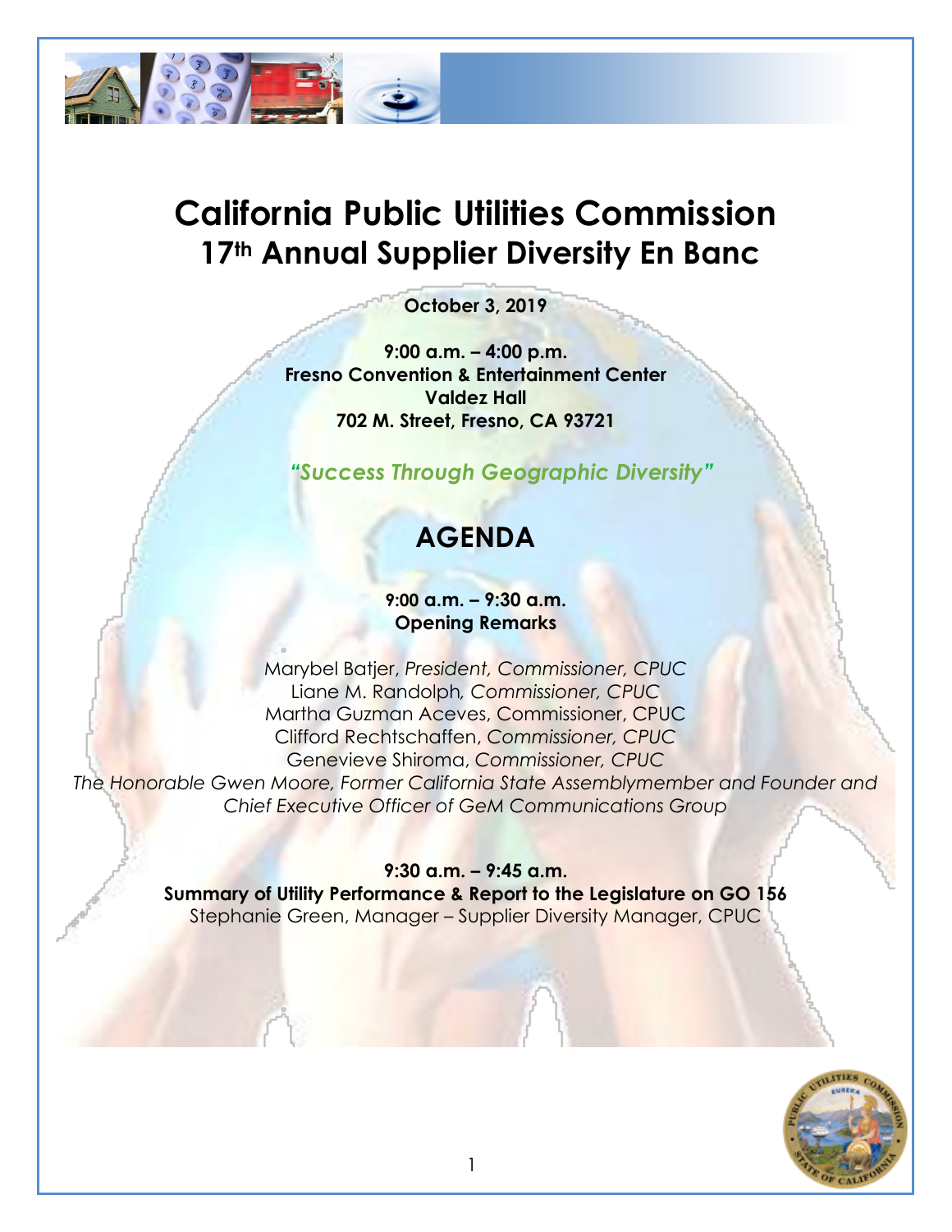# California Public Utilities Commission
## 17th Annual Supplier Diversity En Banc

**October 3, 2019**

**9:00 a.m. – 4:00 p.m.**
**Fresno Convention & Entertainment Center**
**Valdez Hall**
**702 M. Street, Fresno, CA 93721**

***"Success Through Geographic Diversity"***

## AGENDA

**9:00 a.m. – 9:30 a.m.**
**Opening Remarks**

Marybel Batjer, *President, Commissioner, CPUC*
Liane M. Randolph, *Commissioner, CPUC*
Martha Guzman Aceves, Commissioner, CPUC
Clifford Rechtschaffen, *Commissioner, CPUC*
Genevieve Shiroma, *Commissioner, CPUC*
*The Honorable Gwen Moore, Former California State Assemblymember and Founder and Chief Executive Officer of GeM Communications Group*

**9:30 a.m. – 9:45 a.m.**
**Summary of Utility Performance & Report to the Legislature on GO 156**
Stephanie Green, Manager – Supplier Diversity Manager, CPUC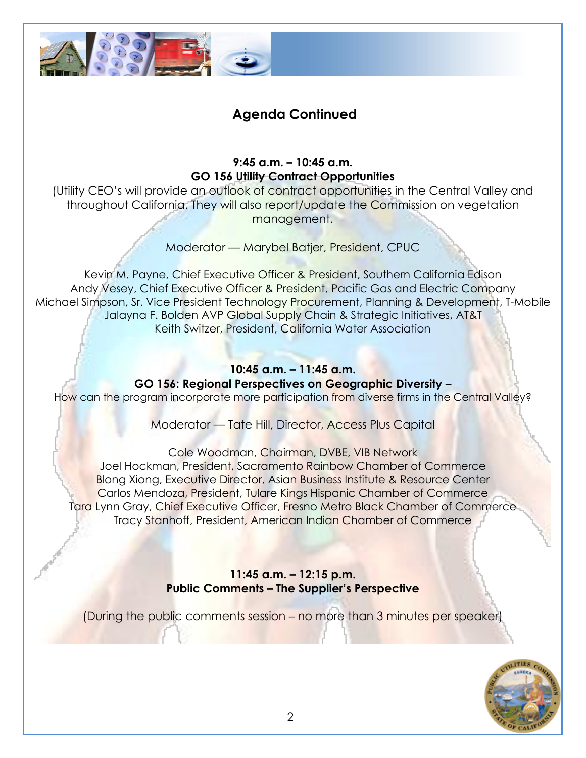## Agenda Continued

**9:45 a.m. – 10:45 a.m.**
**GO 156 Utility Contract Opportunities**

(Utility CEO's will provide an outlook of contract opportunities in the Central Valley and throughout California. They will also report/update the Commission on vegetation management.

Moderator — Marybel Batjer, President, CPUC

Kevin M. Payne, Chief Executive Officer & President, Southern California Edison
Andy Vesey, Chief Executive Officer & President, Pacific Gas and Electric Company
Michael Simpson, Sr. Vice President Technology Procurement, Planning & Development, T-Mobile
Jalayna F. Bolden AVP Global Supply Chain & Strategic Initiatives, AT&T
Keith Switzer, President, California Water Association

**10:45 a.m. – 11:45 a.m.**
**GO 156: Regional Perspectives on Geographic Diversity –**
How can the program incorporate more participation from diverse firms in the Central Valley?

Moderator — Tate Hill, Director, Access Plus Capital

Cole Woodman, Chairman, DVBE, VIB Network
Joel Hockman, President, Sacramento Rainbow Chamber of Commerce
Blong Xiong, Executive Director, Asian Business Institute & Resource Center
Carlos Mendoza, President, Tulare Kings Hispanic Chamber of Commerce
Tara Lynn Gray, Chief Executive Officer, Fresno Metro Black Chamber of Commerce
Tracy Stanhoff, President, American Indian Chamber of Commerce

**11:45 a.m. – 12:15 p.m.**
**Public Comments – The Supplier's Perspective**

(During the public comments session – no more than 3 minutes per speaker)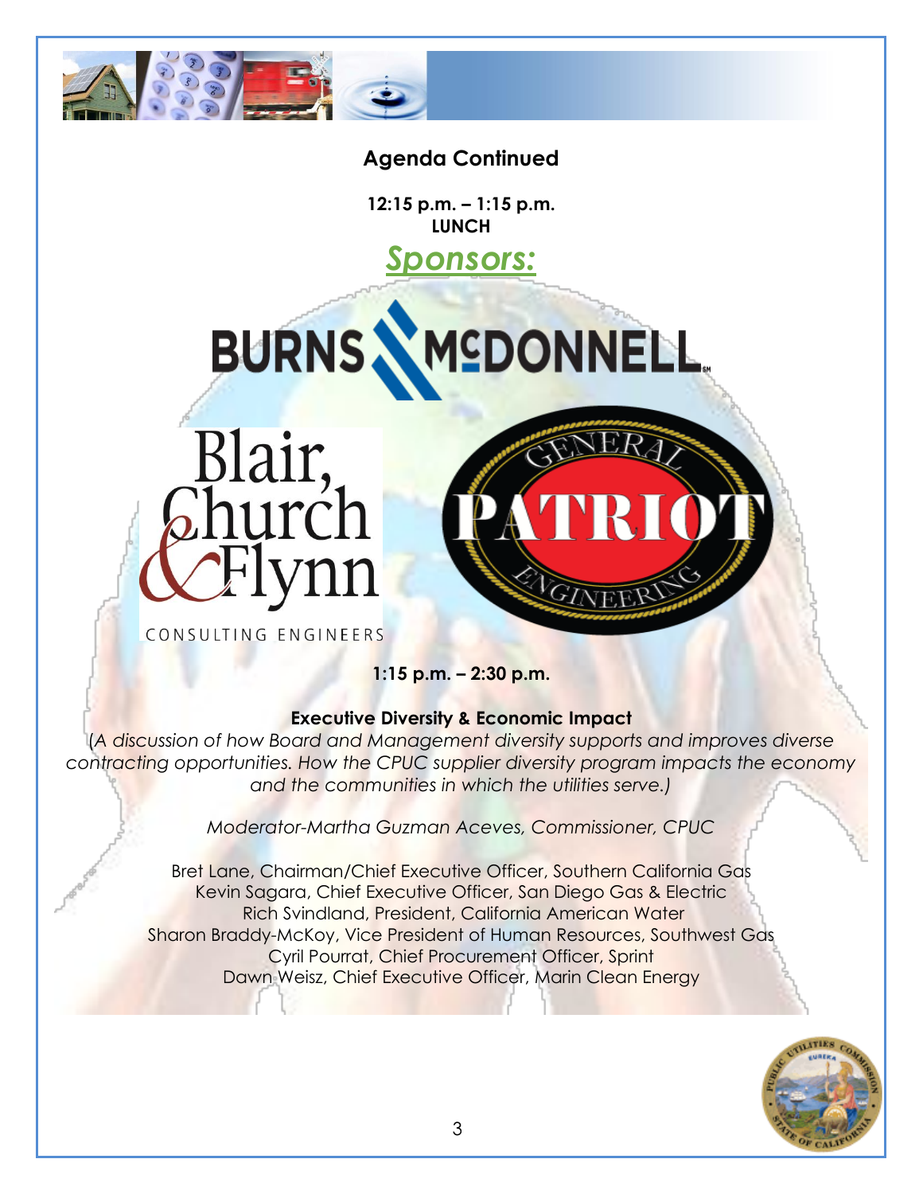## Agenda Continued

**12:15 p.m. – 1:15 p.m.**
**LUNCH**

***Sponsors:***

BURNS McDONNELL

Blair, Church & Flynn CONSULTING ENGINEERS

GENERAL PATRIOT ENGINEERING

**1:15 p.m. – 2:30 p.m.**

**Executive Diversity & Economic Impact**

*(A discussion of how Board and Management diversity supports and improves diverse contracting opportunities. How the CPUC supplier diversity program impacts the economy and the communities in which the utilities serve.)*

*Moderator-Martha Guzman Aceves, Commissioner, CPUC*

Bret Lane, Chairman/Chief Executive Officer, Southern California Gas
Kevin Sagara, Chief Executive Officer, San Diego Gas & Electric
Rich Svindland, President, California American Water
Sharon Braddy-McKoy, Vice President of Human Resources, Southwest Gas
Cyril Pourrat, Chief Procurement Officer, Sprint
Dawn Weisz, Chief Executive Officer, Marin Clean Energy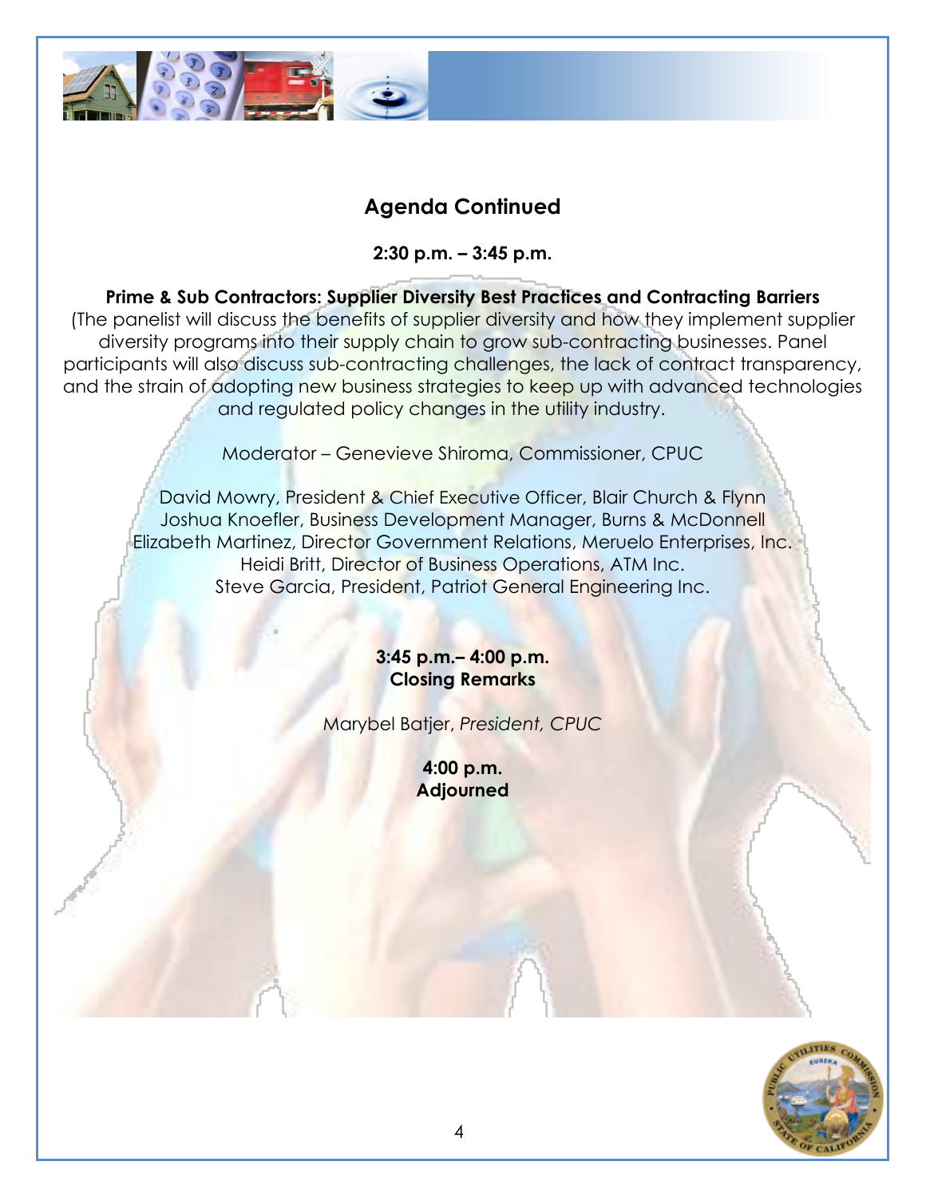## Agenda Continued

**2:30 p.m. – 3:45 p.m.**

**Prime & Sub Contractors: Supplier Diversity Best Practices and Contracting Barriers**

(The panelist will discuss the benefits of supplier diversity and how they implement supplier diversity programs into their supply chain to grow sub-contracting businesses. Panel participants will also discuss sub-contracting challenges, the lack of contract transparency, and the strain of adopting new business strategies to keep up with advanced technologies and regulated policy changes in the utility industry.

Moderator – Genevieve Shiroma, Commissioner, CPUC

David Mowry, President & Chief Executive Officer, Blair Church & Flynn
Joshua Knoefler, Business Development Manager, Burns & McDonnell
Elizabeth Martinez, Director Government Relations, Meruelo Enterprises, Inc.
Heidi Britt, Director of Business Operations, ATM Inc.
Steve Garcia, President, Patriot General Engineering Inc.

**3:45 p.m.– 4:00 p.m.**
**Closing Remarks**

Marybel Batjer, *President, CPUC*

**4:00 p.m.**
**Adjourned**